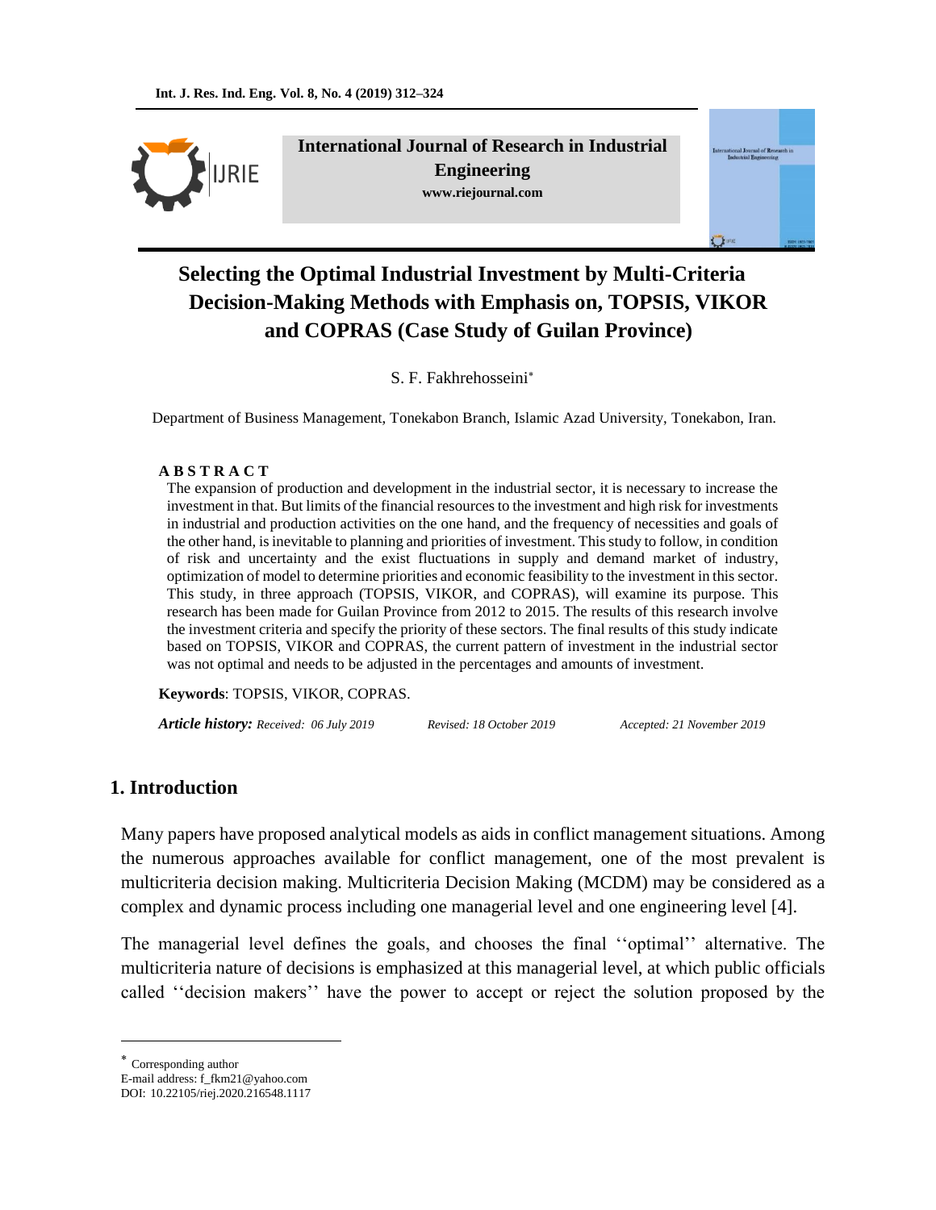International Journal of Research in Industrial Engineering

www.riejournal.com

# Selecting the Optimal Industrial Investment by Multi-Criteria Decision-Making Methods with Emphasis on, TOPSIS, VIKOR and COPRAS (Case Study of Guilan Province)

S. F. Fakhrehosseini*

Department of Business Management, Tonekabon Branch, Islamic Azad University, Tonekabon, Iran.

**A B S T R A C T**

The expansion of production and development in the industrial sector, it is necessary to increase the investment in that. But limits of the financial resources to the investment and high risk for investments in industrial and production activities on the one hand, and the frequency of necessities and goals of the other hand, is inevitable to planning and priorities of investment. This study to follow, in condition of risk and uncertainty and the exist fluctuations in supply and demand market of industry, optimization of model to determine priorities and economic feasibility to the investment in this sector. This study, in three approach (TOPSIS, VIKOR, and COPRAS), will examine its purpose. This research has been made for Guilan Province from 2012 to 2015. The results of this research involve the investment criteria and specify the priority of these sectors. The final results of this study indicate based on TOPSIS, VIKOR and COPRAS, the current pattern of investment in the industrial sector was not optimal and needs to be adjusted in the percentages and amounts of investment.

**Keywords**: TOPSIS, VIKOR, COPRAS.

***Article history:*** *Received: 06 July 2019* *Revised: 18 October 2019* *Accepted: 21 November 2019*

## 1. Introduction

Many papers have proposed analytical models as aids in conflict management situations. Among the numerous approaches available for conflict management, one of the most prevalent is multicriteria decision making. Multicriteria Decision Making (MCDM) may be considered as a complex and dynamic process including one managerial level and one engineering level [4].

The managerial level defines the goals, and chooses the final ''optimal'' alternative. The multicriteria nature of decisions is emphasized at this managerial level, at which public officials called ''decision makers'' have the power to accept or reject the solution proposed by the

\* Corresponding author

E-mail address: f_fkm21@yahoo.com

DOI: 10.22105/riej.2020.216548.1117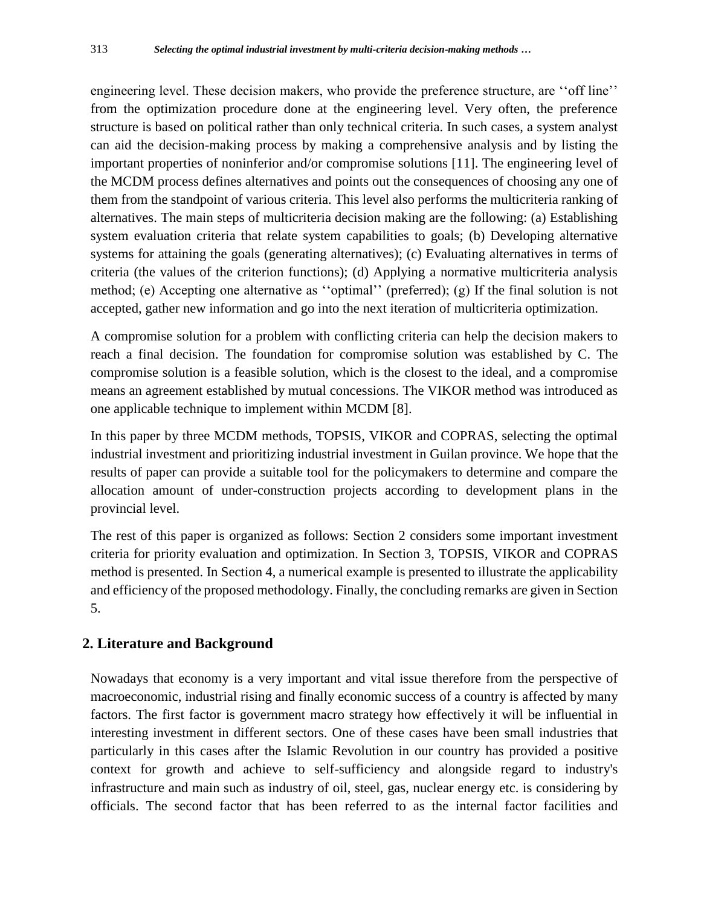engineering level. These decision makers, who provide the preference structure, are ''off line'' from the optimization procedure done at the engineering level. Very often, the preference structure is based on political rather than only technical criteria. In such cases, a system analyst can aid the decision-making process by making a comprehensive analysis and by listing the important properties of noninferior and/or compromise solutions [11]. The engineering level of the MCDM process defines alternatives and points out the consequences of choosing any one of them from the standpoint of various criteria. This level also performs the multicriteria ranking of alternatives. The main steps of multicriteria decision making are the following: (a) Establishing system evaluation criteria that relate system capabilities to goals; (b) Developing alternative systems for attaining the goals (generating alternatives); (c) Evaluating alternatives in terms of criteria (the values of the criterion functions); (d) Applying a normative multicriteria analysis method; (e) Accepting one alternative as ''optimal'' (preferred); (g) If the final solution is not accepted, gather new information and go into the next iteration of multicriteria optimization.

A compromise solution for a problem with conflicting criteria can help the decision makers to reach a final decision. The foundation for compromise solution was established by C. The compromise solution is a feasible solution, which is the closest to the ideal, and a compromise means an agreement established by mutual concessions. The VIKOR method was introduced as one applicable technique to implement within MCDM [8].

In this paper by three MCDM methods, TOPSIS, VIKOR and COPRAS, selecting the optimal industrial investment and prioritizing industrial investment in Guilan province. We hope that the results of paper can provide a suitable tool for the policymakers to determine and compare the allocation amount of under-construction projects according to development plans in the provincial level.

The rest of this paper is organized as follows: Section 2 considers some important investment criteria for priority evaluation and optimization. In Section 3, TOPSIS, VIKOR and COPRAS method is presented. In Section 4, a numerical example is presented to illustrate the applicability and efficiency of the proposed methodology. Finally, the concluding remarks are given in Section 5.

## 2. Literature and Background

Nowadays that economy is a very important and vital issue therefore from the perspective of macroeconomic, industrial rising and finally economic success of a country is affected by many factors. The first factor is government macro strategy how effectively it will be influential in interesting investment in different sectors. One of these cases have been small industries that particularly in this cases after the Islamic Revolution in our country has provided a positive context for growth and achieve to self-sufficiency and alongside regard to industry's infrastructure and main such as industry of oil, steel, gas, nuclear energy etc. is considering by officials. The second factor that has been referred to as the internal factor facilities and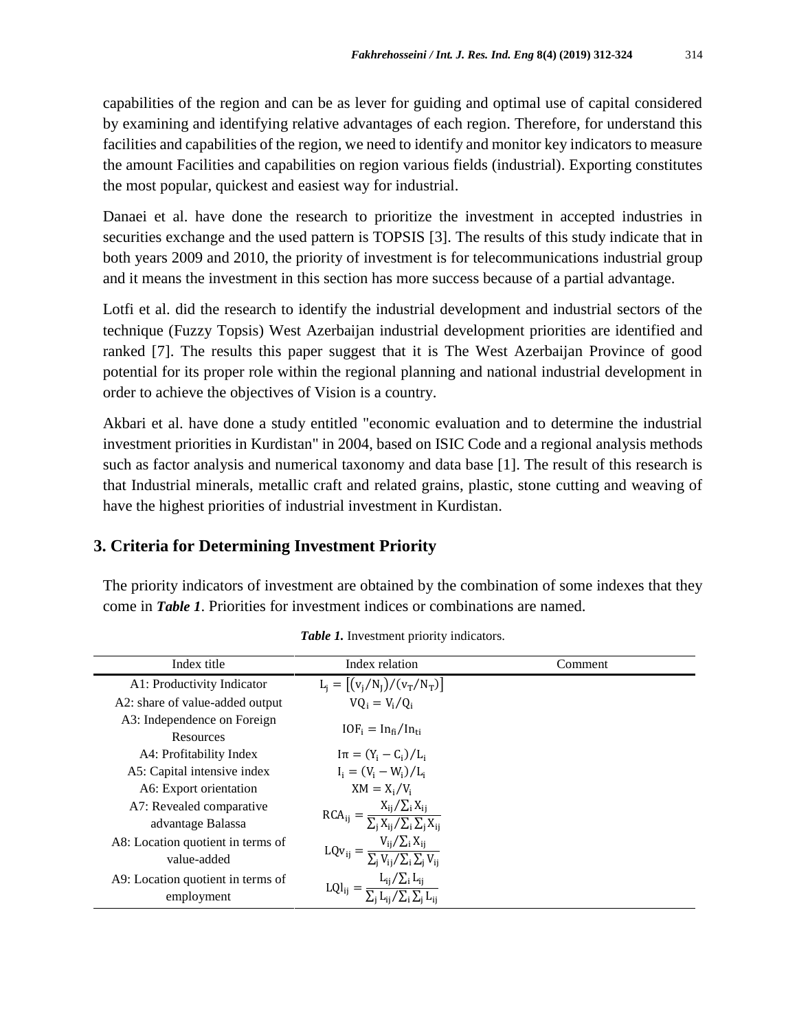capabilities of the region and can be as lever for guiding and optimal use of capital considered by examining and identifying relative advantages of each region. Therefore, for understand this facilities and capabilities of the region, we need to identify and monitor key indicators to measure the amount Facilities and capabilities on region various fields (industrial). Exporting constitutes the most popular, quickest and easiest way for industrial.

Danaei et al. have done the research to prioritize the investment in accepted industries in securities exchange and the used pattern is TOPSIS [3]. The results of this study indicate that in both years 2009 and 2010, the priority of investment is for telecommunications industrial group and it means the investment in this section has more success because of a partial advantage.

Lotfi et al. did the research to identify the industrial development and industrial sectors of the technique (Fuzzy Topsis) West Azerbaijan industrial development priorities are identified and ranked [7]. The results this paper suggest that it is The West Azerbaijan Province of good potential for its proper role within the regional planning and national industrial development in order to achieve the objectives of Vision is a country.

Akbari et al. have done a study entitled "economic evaluation and to determine the industrial investment priorities in Kurdistan" in 2004, based on ISIC Code and a regional analysis methods such as factor analysis and numerical taxonomy and data base [1]. The result of this research is that Industrial minerals, metallic craft and related grains, plastic, stone cutting and weaving of have the highest priorities of industrial investment in Kurdistan.

## 3. Criteria for Determining Investment Priority

The priority indicators of investment are obtained by the combination of some indexes that they come in ***Table 1***. Priorities for investment indices or combinations are named.

***Table 1.*** Investment priority indicators.

| Index title | Index relation | Comment |
|---|---|---|
| A1: Productivity Indicator | $L_j = [(v_j/N_J)/(v_T/N_T)]$ | |
| A2: share of value-added output | $VQ_i = V_i/Q_i$ | |
| A3: Independence on Foreign Resources | $IOF_i = In_{fi}/In_{ti}$ | |
| A4: Profitability Index | $I\pi = (Y_i - C_i)/L_i$ | |
| A5: Capital intensive index | $I_i = (V_i - W_i)/L_i$ | |
| A6: Export orientation | $XM = X_i/V_i$ | |
| A7: Revealed comparative advantage Balassa | $RCA_{ij} = \frac{X_{ij}/\sum_i X_{ij}}{\sum_j X_{ij}/\sum_i \sum_j X_{ij}}$ | |
| A8: Location quotient in terms of value-added | $LQv_{ij} = \frac{V_{ij}/\sum_i X_{ij}}{\sum_j V_{ij}/\sum_i \sum_j V_{ij}}$ | |
| A9: Location quotient in terms of employment | $LQl_{ij} = \frac{L_{ij}/\sum_i L_{ij}}{\sum_j L_{ij}/\sum_i \sum_j L_{ij}}$ | |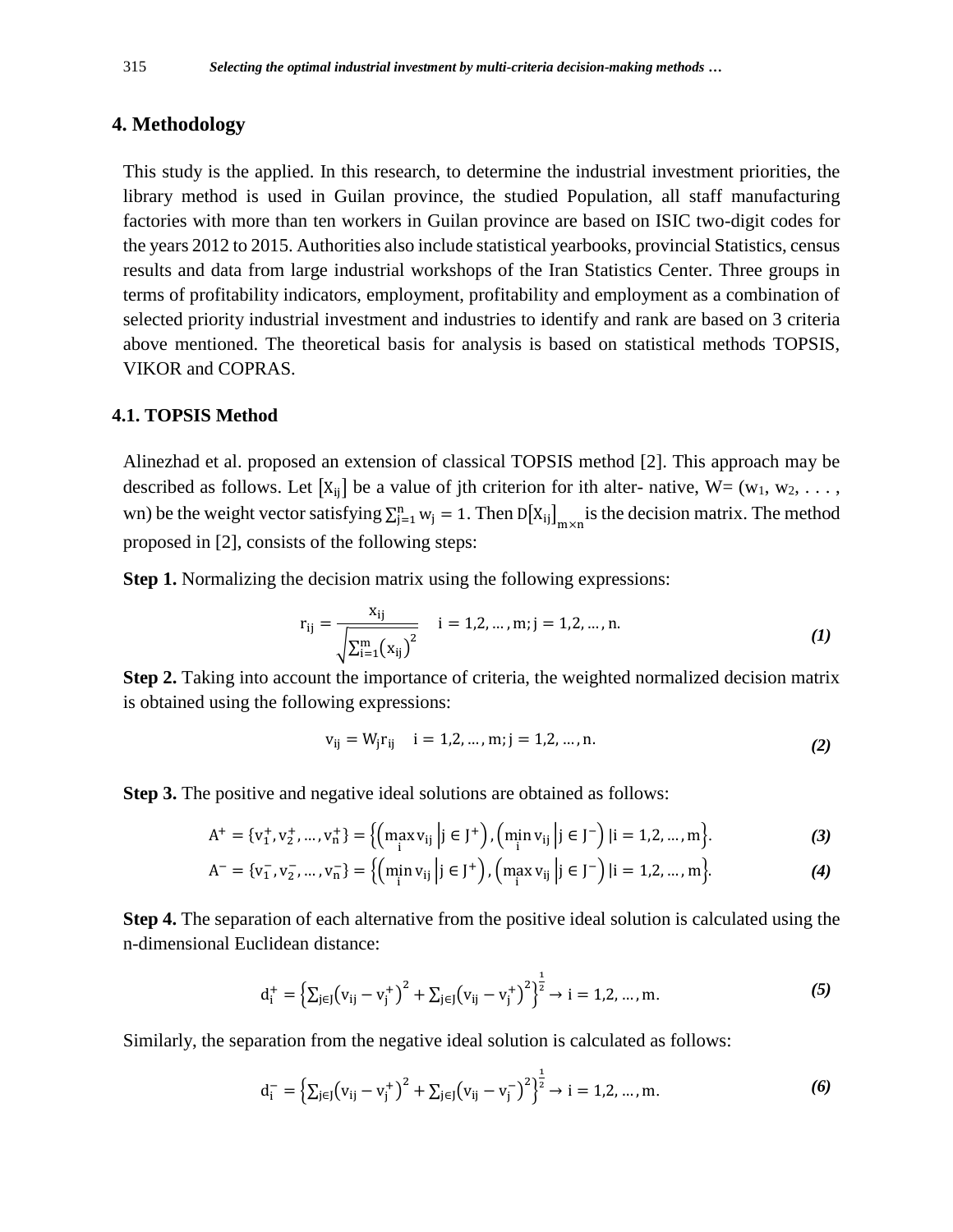## 4. Methodology

This study is the applied. In this research, to determine the industrial investment priorities, the library method is used in Guilan province, the studied Population, all staff manufacturing factories with more than ten workers in Guilan province are based on ISIC two-digit codes for the years 2012 to 2015. Authorities also include statistical yearbooks, provincial Statistics, census results and data from large industrial workshops of the Iran Statistics Center. Three groups in terms of profitability indicators, employment, profitability and employment as a combination of selected priority industrial investment and industries to identify and rank are based on 3 criteria above mentioned. The theoretical basis for analysis is based on statistical methods TOPSIS, VIKOR and COPRAS.

### 4.1. TOPSIS Method

Alinezhad et al. proposed an extension of classical TOPSIS method [2]. This approach may be described as follows. Let $[X_{ij}]$ be a value of jth criterion for ith alter- native, W= ($w_1$, $w_2$, . . . , wn) be the weight vector satisfying $\sum_{j=1}^{n} w_j = 1$. Then $D[X_{ij}]_{m\times n}$ is the decision matrix. The method proposed in [2], consists of the following steps:

**Step 1.** Normalizing the decision matrix using the following expressions:

$$r_{ij} = \frac{x_{ij}}{\sqrt{\sum_{i=1}^{m}(x_{ij})^2}} \quad i = 1,2,\dots,m; j = 1,2,\dots,n. \tag{1}$$

**Step 2.** Taking into account the importance of criteria, the weighted normalized decision matrix is obtained using the following expressions:

$$v_{ij} = W_j r_{ij} \quad i = 1,2,\dots,m; j = 1,2,\dots,n. \tag{2}$$

**Step 3.** The positive and negative ideal solutions are obtained as follows:

$$A^+ = \{v_1^+, v_2^+, \dots, v_n^+\} = \left\{\left(\max_i v_{ij} \middle| j \in J^+\right), \left(\min_i v_{ij} \middle| j \in J^-\right) | i = 1,2,\dots,m\right\}. \tag{3}$$

$$A^- = \{v_1^-, v_2^-, \dots, v_n^-\} = \left\{\left(\min_i v_{ij} \middle| j \in J^+\right), \left(\max_i v_{ij} \middle| j \in J^-\right) | i = 1,2,\dots,m\right\}. \tag{4}$$

**Step 4.** The separation of each alternative from the positive ideal solution is calculated using the n-dimensional Euclidean distance:

$$d_i^+ = \left\{\sum_{j\in J}\left(v_{ij} - v_j^+\right)^2 + \sum_{j\in J}\left(v_{ij} - v_j^+\right)^2\right\}^{\frac{1}{2}} \rightarrow i = 1,2,\dots,m. \tag{5}$$

Similarly, the separation from the negative ideal solution is calculated as follows:

$$d_i^- = \left\{\sum_{j\in J}\left(v_{ij} - v_j^+\right)^2 + \sum_{j\in J}\left(v_{ij} - v_j^-\right)^2\right\}^{\frac{1}{2}} \rightarrow i = 1,2,\dots,m. \tag{6}$$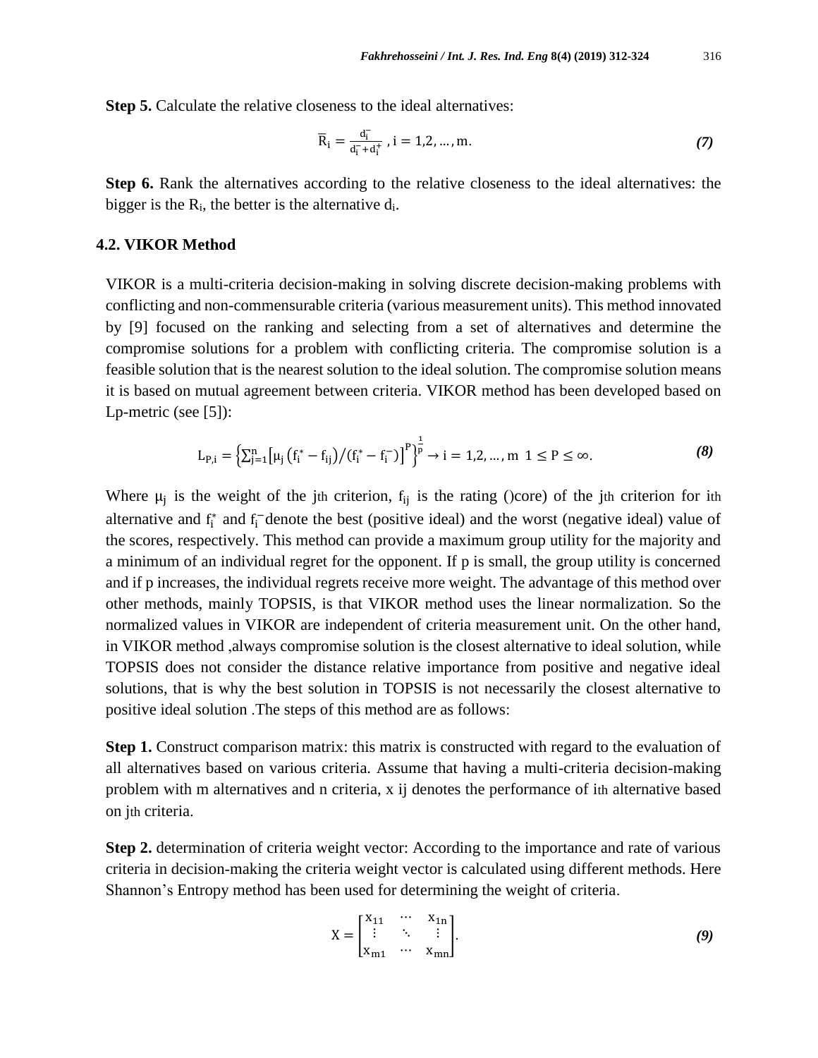**Step 5.** Calculate the relative closeness to the ideal alternatives:

$$\overline{R}_i = \frac{d_i^-}{d_i^- + d_i^+}, \quad i = 1,2,\dots,m. \tag{7}$$

**Step 6.** Rank the alternatives according to the relative closeness to the ideal alternatives: the bigger is the $R_i$, the better is the alternative $d_i$.

### 4.2. VIKOR Method

VIKOR is a multi-criteria decision-making in solving discrete decision-making problems with conflicting and non-commensurable criteria (various measurement units). This method innovated by [9] focused on the ranking and selecting from a set of alternatives and determine the compromise solutions for a problem with conflicting criteria. The compromise solution is a feasible solution that is the nearest solution to the ideal solution. The compromise solution means it is based on mutual agreement between criteria. VIKOR method has been developed based on Lp-metric (see [5]):

$$L_{P,i} = \left\{\sum_{j=1}^{n}\left[\mu_j\left(f_i^* - f_{ij}\right)/\left(f_i^* - f_i^-\right)\right]^P\right\}^{\frac{1}{P}} \rightarrow i = 1,2,\dots,m \;\; 1 \le P \le \infty. \tag{8}$$

Where $\mu_j$ is the weight of the jth criterion, $f_{ij}$ is the rating ()core) of the jth criterion for ith alternative and $f_i^*$ and $f_i^-$ denote the best (positive ideal) and the worst (negative ideal) value of the scores, respectively. This method can provide a maximum group utility for the majority and a minimum of an individual regret for the opponent. If p is small, the group utility is concerned and if p increases, the individual regrets receive more weight. The advantage of this method over other methods, mainly TOPSIS, is that VIKOR method uses the linear normalization. So the normalized values in VIKOR are independent of criteria measurement unit. On the other hand, in VIKOR method ,always compromise solution is the closest alternative to ideal solution, while TOPSIS does not consider the distance relative importance from positive and negative ideal solutions, that is why the best solution in TOPSIS is not necessarily the closest alternative to positive ideal solution .The steps of this method are as follows:

**Step 1.** Construct comparison matrix: this matrix is constructed with regard to the evaluation of all alternatives based on various criteria. Assume that having a multi-criteria decision-making problem with m alternatives and n criteria, x ij denotes the performance of ith alternative based on jth criteria.

**Step 2.** determination of criteria weight vector: According to the importance and rate of various criteria in decision-making the criteria weight vector is calculated using different methods. Here Shannon's Entropy method has been used for determining the weight of criteria.

$$X = \begin{bmatrix} x_{11} & \cdots & x_{1n} \\ \vdots & \ddots & \vdots \\ x_{m1} & \cdots & x_{mn} \end{bmatrix}. \tag{9}$$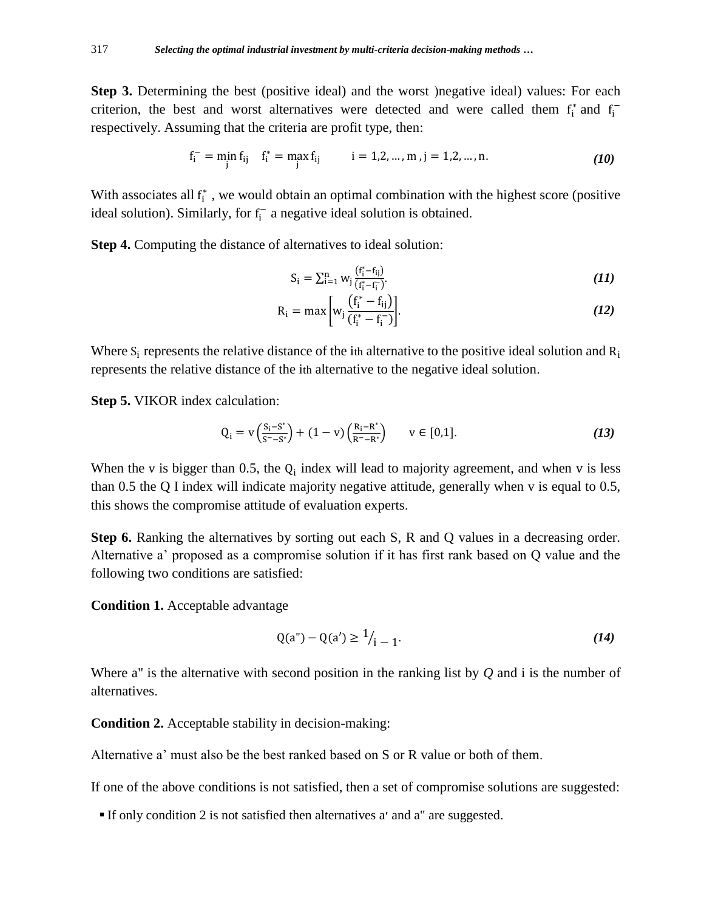**Step 3.** Determining the best (positive ideal) and the worst )negative ideal) values: For each criterion, the best and worst alternatives were detected and were called them $f_i^*$ and $f_i^-$ respectively. Assuming that the criteria are profit type, then:

$$f_i^- = \min_j f_{ij} \quad f_i^* = \max_j f_{ij} \qquad i = 1,2, \dots, m\,, j = 1,2, \dots, n. \tag{10}$$

With associates all $f_i^*$ , we would obtain an optimal combination with the highest score (positive ideal solution). Similarly, for $f_i^-$ a negative ideal solution is obtained.

**Step 4.** Computing the distance of alternatives to ideal solution:

$$S_i = \sum_{i=1}^{n} w_j \frac{(f_i^* - f_{ij})}{(f_i^* - f_i^-)}. \tag{11}$$

$$R_i = \max\left[w_j \frac{\left(f_i^* - f_{ij}\right)}{(f_i^* - f_i^-)}\right]. \tag{12}$$

Where $S_i$ represents the relative distance of the ith alternative to the positive ideal solution and $R_i$ represents the relative distance of the ith alternative to the negative ideal solution.

**Step 5.** VIKOR index calculation:

$$Q_i = v\left(\frac{S_i - S^*}{S^- - S^*}\right) + (1 - v)\left(\frac{R_i - R^*}{R^- - R^*}\right) \qquad v \in [0,1]. \tag{13}$$

When the v is bigger than 0.5, the $Q_i$ index will lead to majority agreement, and when v is less than 0.5 the Q I index will indicate majority negative attitude, generally when v is equal to 0.5, this shows the compromise attitude of evaluation experts.

**Step 6.** Ranking the alternatives by sorting out each S, R and Q values in a decreasing order. Alternative a' proposed as a compromise solution if it has first rank based on Q value and the following two conditions are satisfied:

**Condition 1.** Acceptable advantage

$$Q(a'') - Q(a') \geq {}^{1}\!/_{i\,-\,1}. \tag{14}$$

Where a" is the alternative with second position in the ranking list by *Q* and i is the number of alternatives.

**Condition 2.** Acceptable stability in decision-making:

Alternative a' must also be the best ranked based on S or R value or both of them.

If one of the above conditions is not satisfied, then a set of compromise solutions are suggested:

- If only condition 2 is not satisfied then alternatives a′ and a" are suggested.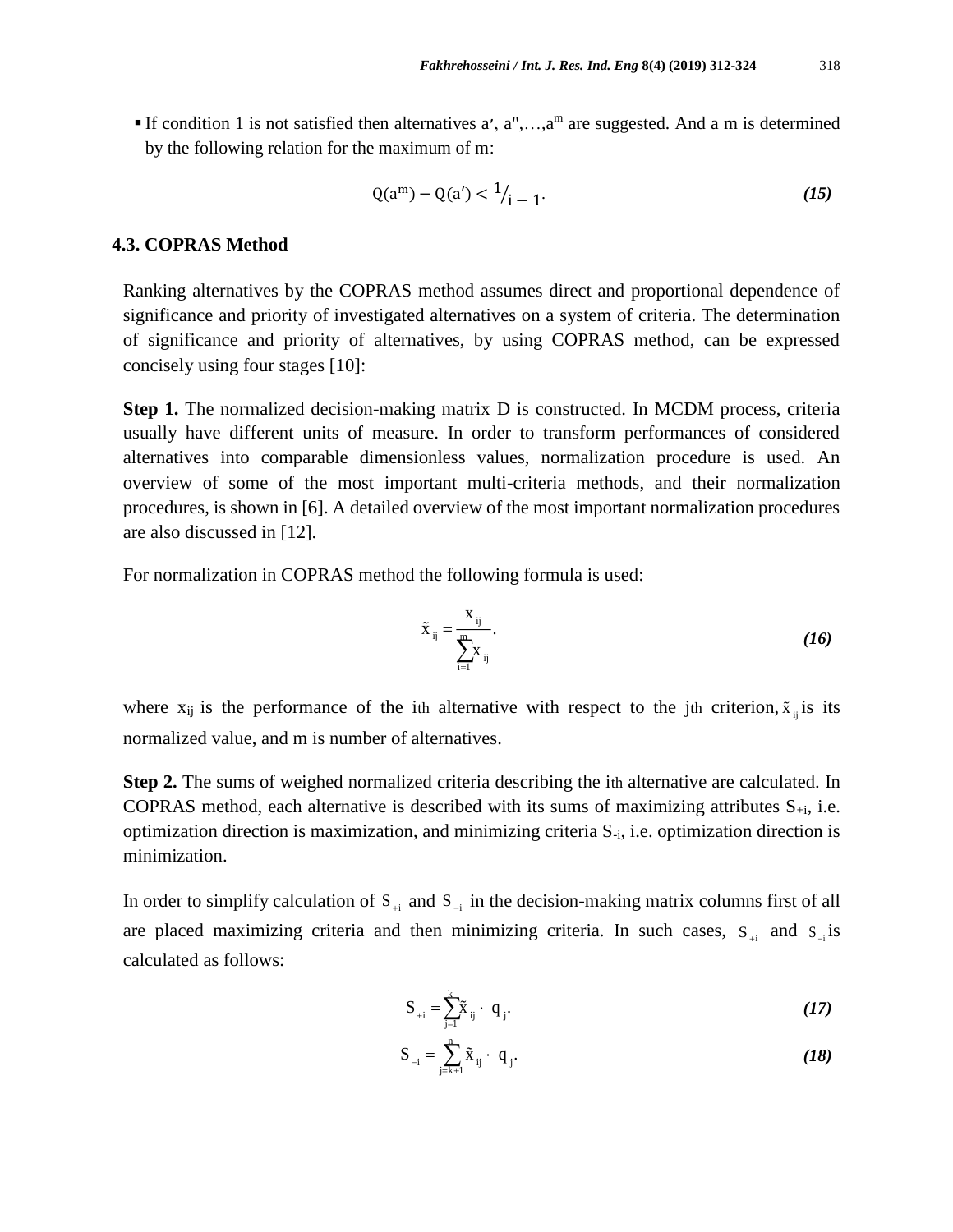- If condition 1 is not satisfied then alternatives a′, a″,…,$a^m$ are suggested. And a m is determined by the following relation for the maximum of m:

$$Q(a^m) - Q(a') < 1/_{i-1}. \tag{15}$$

### 4.3. COPRAS Method

Ranking alternatives by the COPRAS method assumes direct and proportional dependence of significance and priority of investigated alternatives on a system of criteria. The determination of significance and priority of alternatives, by using COPRAS method, can be expressed concisely using four stages [10]:

**Step 1.** The normalized decision-making matrix D is constructed. In MCDM process, criteria usually have different units of measure. In order to transform performances of considered alternatives into comparable dimensionless values, normalization procedure is used. An overview of some of the most important multi-criteria methods, and their normalization procedures, is shown in [6]. A detailed overview of the most important normalization procedures are also discussed in [12].

For normalization in COPRAS method the following formula is used:

$$\tilde{x}_{ij} = \frac{x_{ij}}{\sum_{i=1}^{m} x_{ij}}. \tag{16}$$

where $x_{ij}$ is the performance of the ith alternative with respect to the jth criterion, $\tilde{x}_{ij}$ is its normalized value, and m is number of alternatives.

**Step 2.** The sums of weighed normalized criteria describing the ith alternative are calculated. In COPRAS method, each alternative is described with its sums of maximizing attributes $S_{+i}$, i.e. optimization direction is maximization, and minimizing criteria $S_{-i}$, i.e. optimization direction is minimization.

In order to simplify calculation of $S_{+i}$ and $S_{-i}$ in the decision-making matrix columns first of all are placed maximizing criteria and then minimizing criteria. In such cases, $S_{+i}$ and $S_{-i}$ is calculated as follows:

$$S_{+i} = \sum_{j=1}^{k} \tilde{x}_{ij} \cdot q_j. \tag{17}$$

$$S_{-i} = \sum_{j=k+1}^{n} \tilde{x}_{ij} \cdot q_j. \tag{18}$$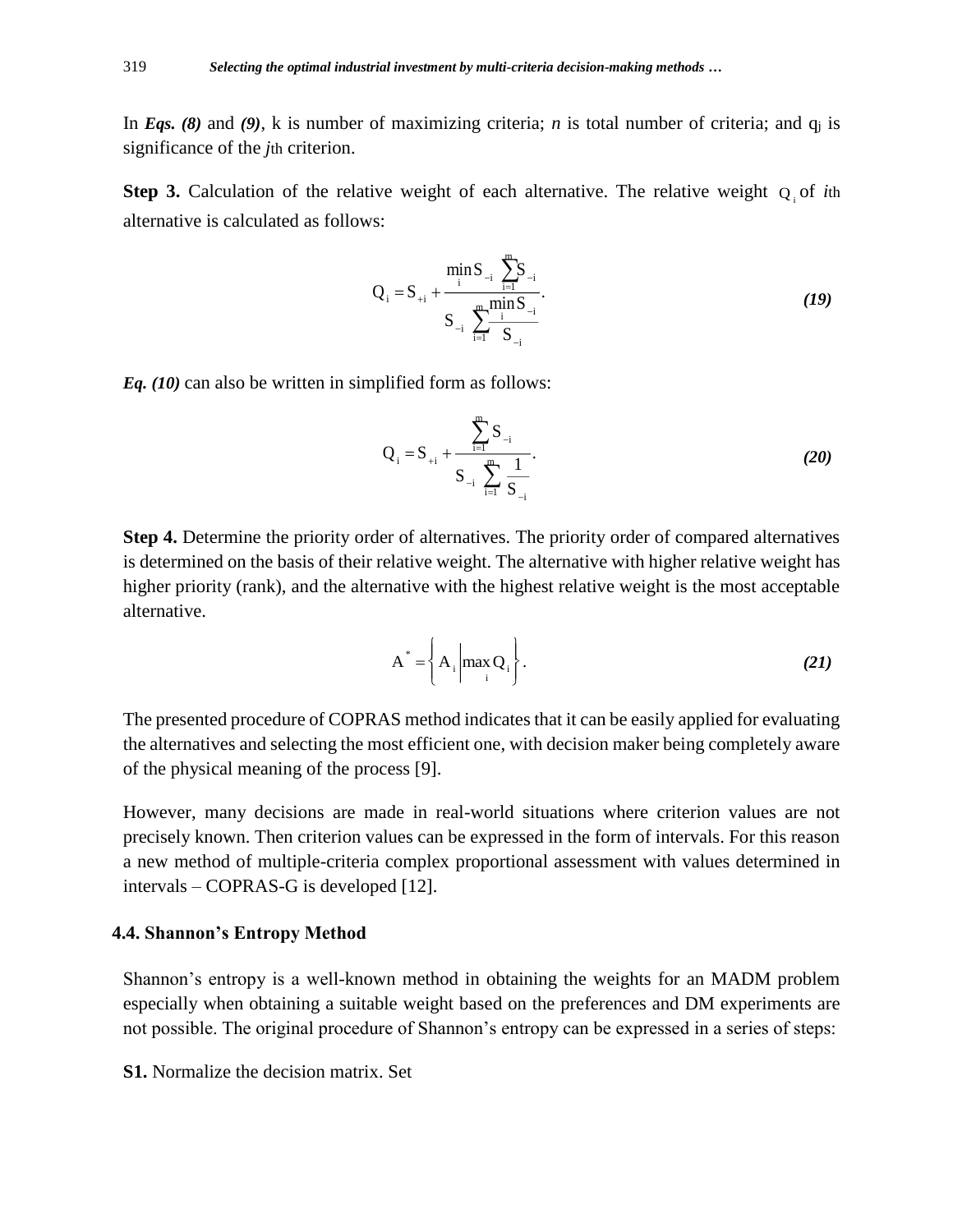In ***Eqs. (8)*** and ***(9)***, k is number of maximizing criteria; *n* is total number of criteria; and $q_j$ is significance of the *j*th criterion.

**Step 3.** Calculation of the relative weight of each alternative. The relative weight $Q_i$ of *i*th alternative is calculated as follows:

$$Q_i = S_{+i} + \frac{\min_i S_{-i} \sum_{i=1}^{m} S_{-i}}{S_{-i} \sum_{i=1}^{m} \frac{\min_i S_{-i}}{S_{-i}}}. \tag{19}$$

***Eq. (10)*** can also be written in simplified form as follows:

$$Q_i = S_{+i} + \frac{\sum_{i=1}^{m} S_{-i}}{S_{-i} \sum_{i=1}^{m} \frac{1}{S_{-i}}}. \tag{20}$$

**Step 4.** Determine the priority order of alternatives. The priority order of compared alternatives is determined on the basis of their relative weight. The alternative with higher relative weight has higher priority (rank), and the alternative with the highest relative weight is the most acceptable alternative.

$$A^* = \left\{ A_i \middle| \max_i Q_i \right\}. \tag{21}$$

The presented procedure of COPRAS method indicates that it can be easily applied for evaluating the alternatives and selecting the most efficient one, with decision maker being completely aware of the physical meaning of the process [9].

However, many decisions are made in real-world situations where criterion values are not precisely known. Then criterion values can be expressed in the form of intervals. For this reason a new method of multiple-criteria complex proportional assessment with values determined in intervals – COPRAS-G is developed [12].

### 4.4. Shannon's Entropy Method

Shannon's entropy is a well-known method in obtaining the weights for an MADM problem especially when obtaining a suitable weight based on the preferences and DM experiments are not possible. The original procedure of Shannon's entropy can be expressed in a series of steps:

**S1.** Normalize the decision matrix. Set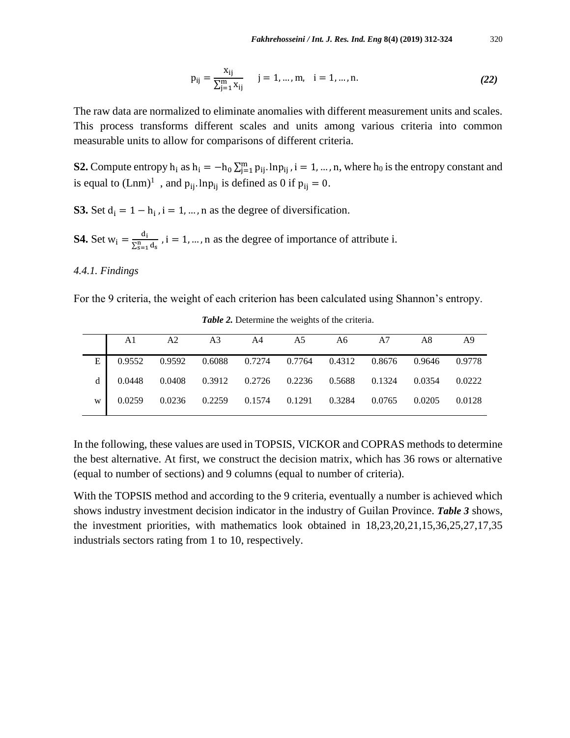$$p_{ij} = \frac{x_{ij}}{\sum_{j=1}^{m} x_{ij}} \qquad j = 1, \dots, m, \quad i = 1, \dots, n. \tag{22}$$

The raw data are normalized to eliminate anomalies with different measurement units and scales. This process transforms different scales and units among various criteria into common measurable units to allow for comparisons of different criteria.

**S2.** Compute entropy $h_i$ as $h_i = -h_0 \sum_{j=1}^{m} p_{ij}.\ln p_{ij}$, $i = 1, \dots, n$, where $h_0$ is the entropy constant and is equal to $(\mathrm{Lnm})^1$ , and $p_{ij}.\ln p_{ij}$ is defined as 0 if $p_{ij} = 0$.

**S3.** Set $d_i = 1 - h_i$ , $i = 1, \dots, n$ as the degree of diversification.

**S4.** Set $w_i = \frac{d_i}{\sum_{s=1}^{n} d_s}$ , $i = 1, \dots, n$ as the degree of importance of attribute i.

#### *4.4.1. Findings*

For the 9 criteria, the weight of each criterion has been calculated using Shannon's entropy.

***Table 2.*** Determine the weights of the criteria.

| | A1 | A2 | A3 | A4 | A5 | A6 | A7 | A8 | A9 |
|---|---|---|---|---|---|---|---|---|---|
| E | 0.9552 | 0.9592 | 0.6088 | 0.7274 | 0.7764 | 0.4312 | 0.8676 | 0.9646 | 0.9778 |
| d | 0.0448 | 0.0408 | 0.3912 | 0.2726 | 0.2236 | 0.5688 | 0.1324 | 0.0354 | 0.0222 |
| w | 0.0259 | 0.0236 | 0.2259 | 0.1574 | 0.1291 | 0.3284 | 0.0765 | 0.0205 | 0.0128 |

In the following, these values are used in TOPSIS, VICKOR and COPRAS methods to determine the best alternative. At first, we construct the decision matrix, which has 36 rows or alternative (equal to number of sections) and 9 columns (equal to number of criteria).

With the TOPSIS method and according to the 9 criteria, eventually a number is achieved which shows industry investment decision indicator in the industry of Guilan Province. ***Table 3*** shows, the investment priorities, with mathematics look obtained in 18,23,20,21,15,36,25,27,17,35 industrials sectors rating from 1 to 10, respectively.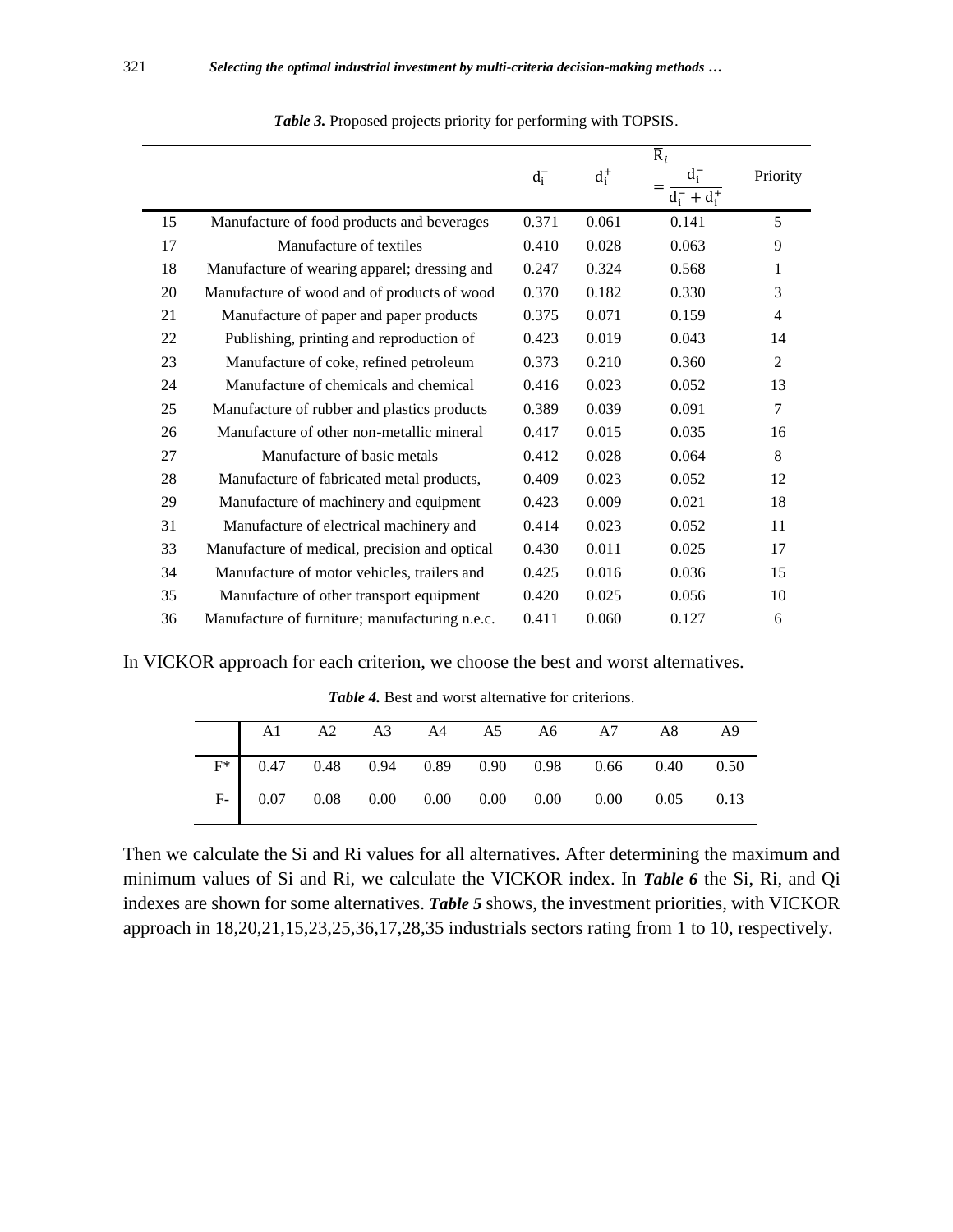*Table 3.* Proposed projects priority for performing with TOPSIS.

| | | $d_i^-$ | $d_i^+$ | $\bar{R}_i = \frac{d_i^-}{d_i^- + d_i^+}$ | Priority |
|---|---|---|---|---|---|
| 15 | Manufacture of food products and beverages | 0.371 | 0.061 | 0.141 | 5 |
| 17 | Manufacture of textiles | 0.410 | 0.028 | 0.063 | 9 |
| 18 | Manufacture of wearing apparel; dressing and | 0.247 | 0.324 | 0.568 | 1 |
| 20 | Manufacture of wood and of products of wood | 0.370 | 0.182 | 0.330 | 3 |
| 21 | Manufacture of paper and paper products | 0.375 | 0.071 | 0.159 | 4 |
| 22 | Publishing, printing and reproduction of | 0.423 | 0.019 | 0.043 | 14 |
| 23 | Manufacture of coke, refined petroleum | 0.373 | 0.210 | 0.360 | 2 |
| 24 | Manufacture of chemicals and chemical | 0.416 | 0.023 | 0.052 | 13 |
| 25 | Manufacture of rubber and plastics products | 0.389 | 0.039 | 0.091 | 7 |
| 26 | Manufacture of other non-metallic mineral | 0.417 | 0.015 | 0.035 | 16 |
| 27 | Manufacture of basic metals | 0.412 | 0.028 | 0.064 | 8 |
| 28 | Manufacture of fabricated metal products, | 0.409 | 0.023 | 0.052 | 12 |
| 29 | Manufacture of machinery and equipment | 0.423 | 0.009 | 0.021 | 18 |
| 31 | Manufacture of electrical machinery and | 0.414 | 0.023 | 0.052 | 11 |
| 33 | Manufacture of medical, precision and optical | 0.430 | 0.011 | 0.025 | 17 |
| 34 | Manufacture of motor vehicles, trailers and | 0.425 | 0.016 | 0.036 | 15 |
| 35 | Manufacture of other transport equipment | 0.420 | 0.025 | 0.056 | 10 |
| 36 | Manufacture of furniture; manufacturing n.e.c. | 0.411 | 0.060 | 0.127 | 6 |

In VICKOR approach for each criterion, we choose the best and worst alternatives.

*Table 4.* Best and worst alternative for criterions.

| | A1 | A2 | A3 | A4 | A5 | A6 | A7 | A8 | A9 |
|---|---|---|---|---|---|---|---|---|---|
| F* | 0.47 | 0.48 | 0.94 | 0.89 | 0.90 | 0.98 | 0.66 | 0.40 | 0.50 |
| F- | 0.07 | 0.08 | 0.00 | 0.00 | 0.00 | 0.00 | 0.00 | 0.05 | 0.13 |

Then we calculate the Si and Ri values for all alternatives. After determining the maximum and minimum values of Si and Ri, we calculate the VICKOR index. In ***Table 6*** the Si, Ri, and Qi indexes are shown for some alternatives. ***Table 5*** shows, the investment priorities, with VICKOR approach in 18,20,21,15,23,25,36,17,28,35 industrials sectors rating from 1 to 10, respectively.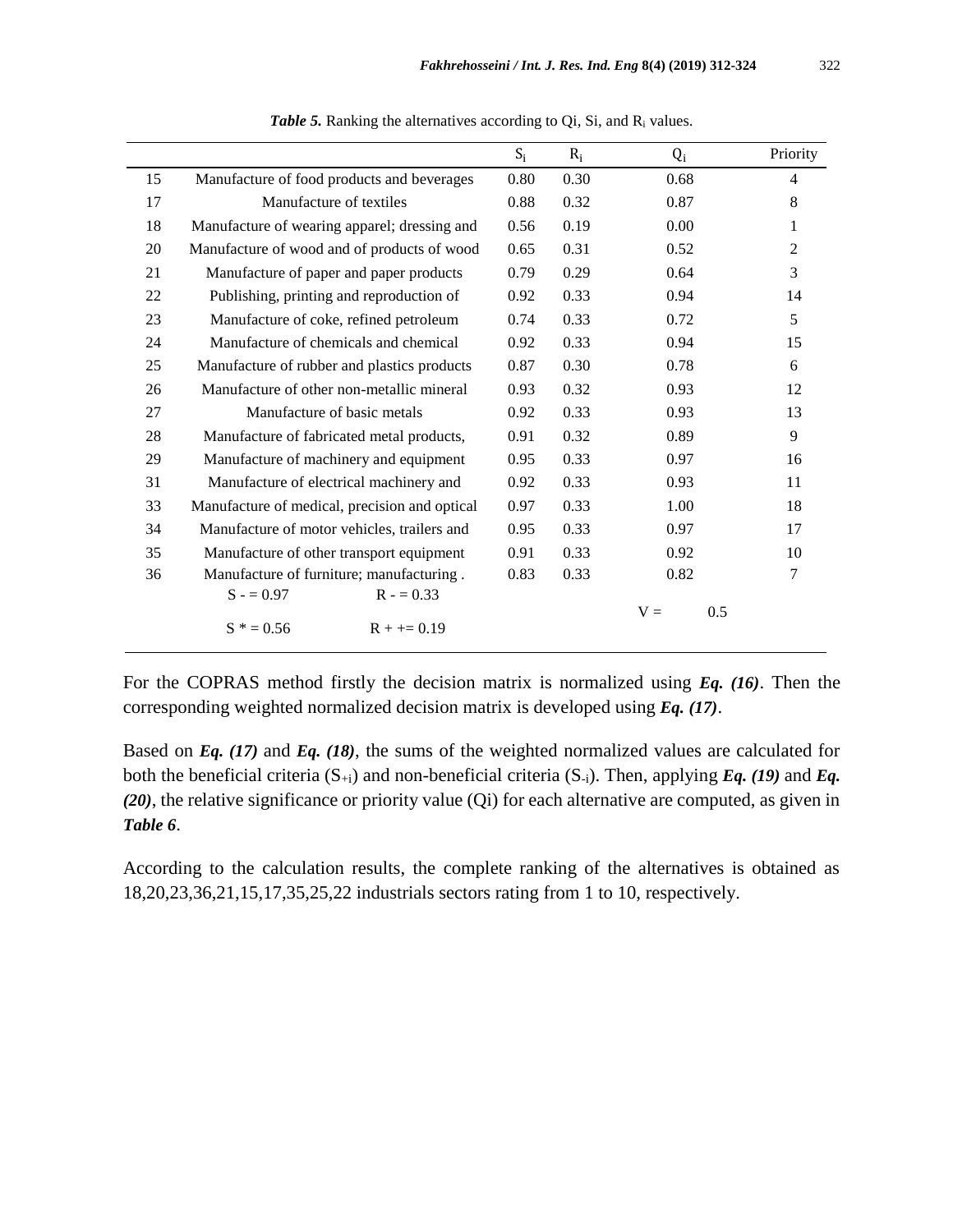***Table 5.*** Ranking the alternatives according to Qi, Si, and $R_i$ values.

| | | $S_i$ | $R_i$ | $Q_i$ | Priority |
|---|---|---|---|---|---|
| 15 | Manufacture of food products and beverages | 0.80 | 0.30 | 0.68 | 4 |
| 17 | Manufacture of textiles | 0.88 | 0.32 | 0.87 | 8 |
| 18 | Manufacture of wearing apparel; dressing and | 0.56 | 0.19 | 0.00 | 1 |
| 20 | Manufacture of wood and of products of wood | 0.65 | 0.31 | 0.52 | 2 |
| 21 | Manufacture of paper and paper products | 0.79 | 0.29 | 0.64 | 3 |
| 22 | Publishing, printing and reproduction of | 0.92 | 0.33 | 0.94 | 14 |
| 23 | Manufacture of coke, refined petroleum | 0.74 | 0.33 | 0.72 | 5 |
| 24 | Manufacture of chemicals and chemical | 0.92 | 0.33 | 0.94 | 15 |
| 25 | Manufacture of rubber and plastics products | 0.87 | 0.30 | 0.78 | 6 |
| 26 | Manufacture of other non-metallic mineral | 0.93 | 0.32 | 0.93 | 12 |
| 27 | Manufacture of basic metals | 0.92 | 0.33 | 0.93 | 13 |
| 28 | Manufacture of fabricated metal products, | 0.91 | 0.32 | 0.89 | 9 |
| 29 | Manufacture of machinery and equipment | 0.95 | 0.33 | 0.97 | 16 |
| 31 | Manufacture of electrical machinery and | 0.92 | 0.33 | 0.93 | 11 |
| 33 | Manufacture of medical, precision and optical | 0.97 | 0.33 | 1.00 | 18 |
| 34 | Manufacture of motor vehicles, trailers and | 0.95 | 0.33 | 0.97 | 17 |
| 35 | Manufacture of other transport equipment | 0.91 | 0.33 | 0.92 | 10 |
| 36 | Manufacture of furniture; manufacturing . | 0.83 | 0.33 | 0.82 | 7 |
| | $S^- = 0.97$ $\quad R^- = 0.33$ | | | $V = 0.5$ | |
| | $S^* = 0.56$ $\quad R^+ = 0.19$ | | | | |

For the COPRAS method firstly the decision matrix is normalized using ***Eq. (16)***. Then the corresponding weighted normalized decision matrix is developed using ***Eq. (17)***.

Based on ***Eq. (17)*** and ***Eq. (18)***, the sums of the weighted normalized values are calculated for both the beneficial criteria ($S_{+i}$) and non-beneficial criteria ($S_{-i}$). Then, applying ***Eq. (19)*** and ***Eq. (20)***, the relative significance or priority value (Qi) for each alternative are computed, as given in ***Table 6***.

According to the calculation results, the complete ranking of the alternatives is obtained as 18,20,23,36,21,15,17,35,25,22 industrials sectors rating from 1 to 10, respectively.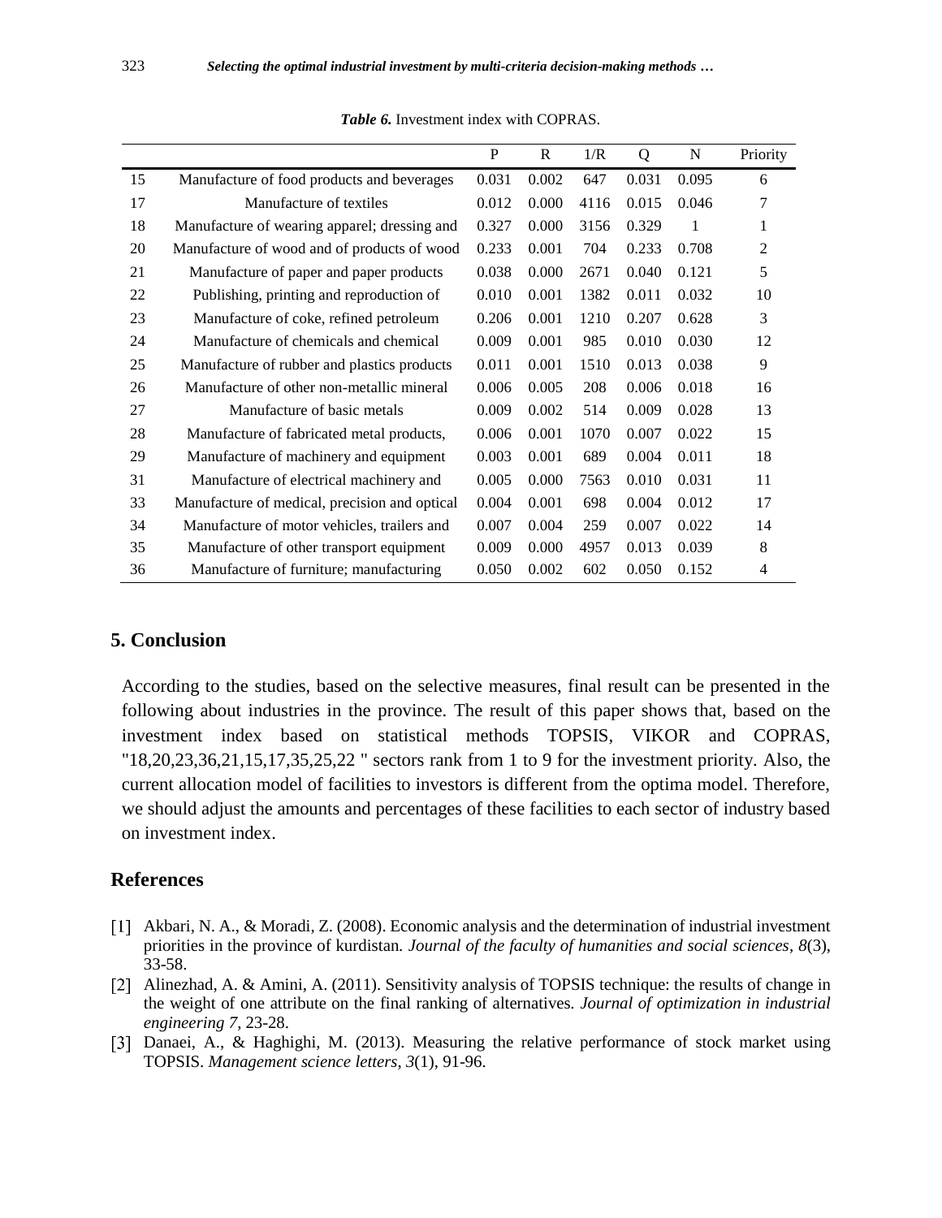***Table 6.*** Investment index with COPRAS.

| | | P | R | 1/R | Q | N | Priority |
|---|---|---|---|---|---|---|---|
| 15 | Manufacture of food products and beverages | 0.031 | 0.002 | 647 | 0.031 | 0.095 | 6 |
| 17 | Manufacture of textiles | 0.012 | 0.000 | 4116 | 0.015 | 0.046 | 7 |
| 18 | Manufacture of wearing apparel; dressing and | 0.327 | 0.000 | 3156 | 0.329 | 1 | 1 |
| 20 | Manufacture of wood and of products of wood | 0.233 | 0.001 | 704 | 0.233 | 0.708 | 2 |
| 21 | Manufacture of paper and paper products | 0.038 | 0.000 | 2671 | 0.040 | 0.121 | 5 |
| 22 | Publishing, printing and reproduction of | 0.010 | 0.001 | 1382 | 0.011 | 0.032 | 10 |
| 23 | Manufacture of coke, refined petroleum | 0.206 | 0.001 | 1210 | 0.207 | 0.628 | 3 |
| 24 | Manufacture of chemicals and chemical | 0.009 | 0.001 | 985 | 0.010 | 0.030 | 12 |
| 25 | Manufacture of rubber and plastics products | 0.011 | 0.001 | 1510 | 0.013 | 0.038 | 9 |
| 26 | Manufacture of other non-metallic mineral | 0.006 | 0.005 | 208 | 0.006 | 0.018 | 16 |
| 27 | Manufacture of basic metals | 0.009 | 0.002 | 514 | 0.009 | 0.028 | 13 |
| 28 | Manufacture of fabricated metal products, | 0.006 | 0.001 | 1070 | 0.007 | 0.022 | 15 |
| 29 | Manufacture of machinery and equipment | 0.003 | 0.001 | 689 | 0.004 | 0.011 | 18 |
| 31 | Manufacture of electrical machinery and | 0.005 | 0.000 | 7563 | 0.010 | 0.031 | 11 |
| 33 | Manufacture of medical, precision and optical | 0.004 | 0.001 | 698 | 0.004 | 0.012 | 17 |
| 34 | Manufacture of motor vehicles, trailers and | 0.007 | 0.004 | 259 | 0.007 | 0.022 | 14 |
| 35 | Manufacture of other transport equipment | 0.009 | 0.000 | 4957 | 0.013 | 0.039 | 8 |
| 36 | Manufacture of furniture; manufacturing | 0.050 | 0.002 | 602 | 0.050 | 0.152 | 4 |

## 5. Conclusion

According to the studies, based on the selective measures, final result can be presented in the following about industries in the province. The result of this paper shows that, based on the investment index based on statistical methods TOPSIS, VIKOR and COPRAS, "18,20,23,36,21,15,17,35,25,22 " sectors rank from 1 to 9 for the investment priority. Also, the current allocation model of facilities to investors is different from the optima model. Therefore, we should adjust the amounts and percentages of these facilities to each sector of industry based on investment index.

## References

[1] Akbari, N. A., & Moradi, Z. (2008). Economic analysis and the determination of industrial investment priorities in the province of kurdistan. *Journal of the faculty of humanities and social sciences*, *8*(3), 33-58.

[2] Alinezhad, A. & Amini, A. (2011). Sensitivity analysis of TOPSIS technique: the results of change in the weight of one attribute on the final ranking of alternatives. *Journal of optimization in industrial engineering 7*, 23-28.

[3] Danaei, A., & Haghighi, M. (2013). Measuring the relative performance of stock market using TOPSIS. *Management science letters*, *3*(1), 91-96.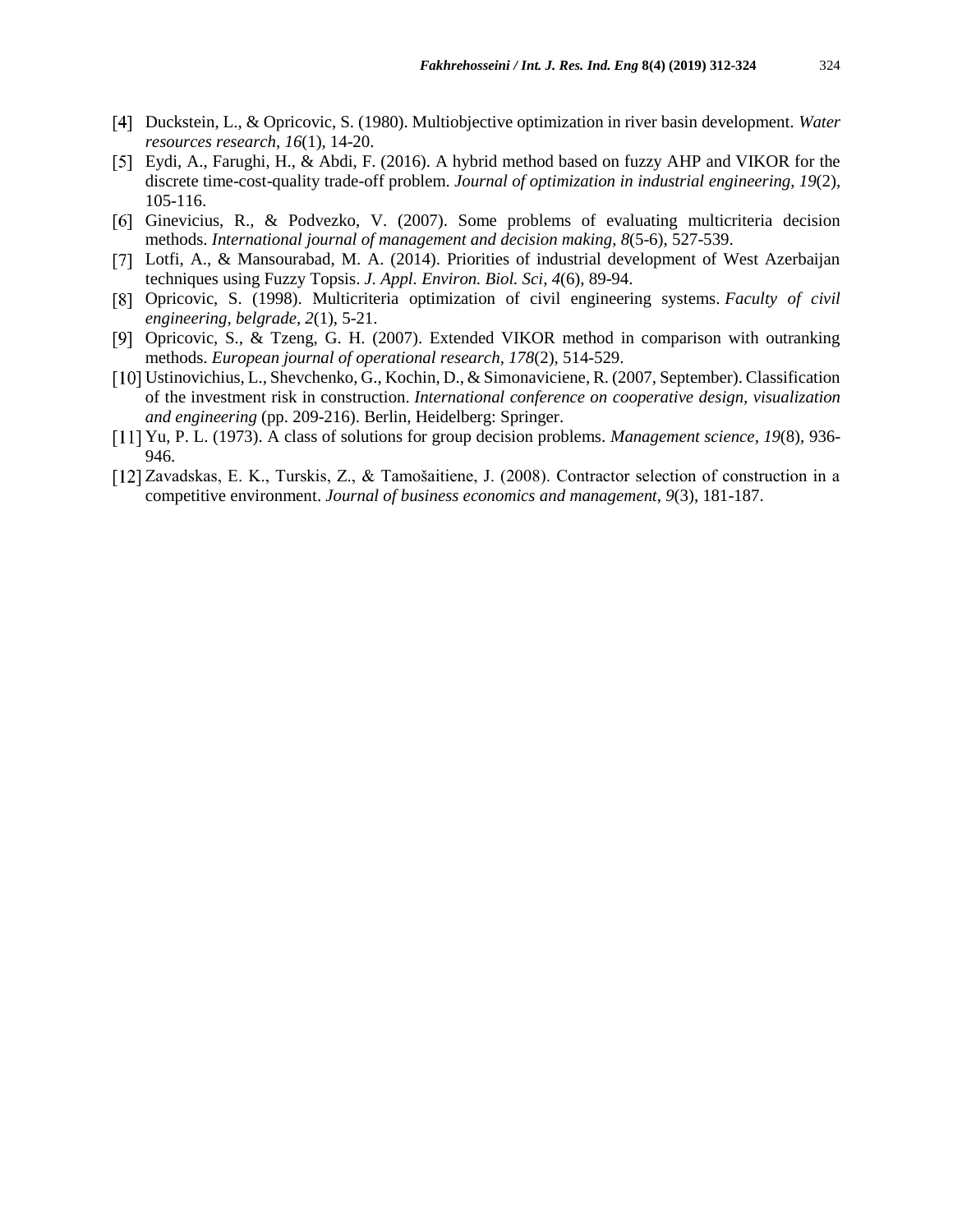[4] Duckstein, L., & Opricovic, S. (1980). Multiobjective optimization in river basin development. *Water resources research*, *16*(1), 14-20.

[5] Eydi, A., Farughi, H., & Abdi, F. (2016). A hybrid method based on fuzzy AHP and VIKOR for the discrete time-cost-quality trade-off problem. *Journal of optimization in industrial engineering*, *19*(2), 105-116.

[6] Ginevicius, R., & Podvezko, V. (2007). Some problems of evaluating multicriteria decision methods. *International journal of management and decision making*, *8*(5-6), 527-539.

[7] Lotfi, A., & Mansourabad, M. A. (2014). Priorities of industrial development of West Azerbaijan techniques using Fuzzy Topsis. *J. Appl. Environ. Biol. Sci*, *4*(6), 89-94.

[8] Opricovic, S. (1998). Multicriteria optimization of civil engineering systems. *Faculty of civil engineering, belgrade*, *2*(1), 5-21.

[9] Opricovic, S., & Tzeng, G. H. (2007). Extended VIKOR method in comparison with outranking methods. *European journal of operational research*, *178*(2), 514-529.

[10] Ustinovichius, L., Shevchenko, G., Kochin, D., & Simonaviciene, R. (2007, September). Classification of the investment risk in construction. *International conference on cooperative design, visualization and engineering* (pp. 209-216). Berlin, Heidelberg: Springer.

[11] Yu, P. L. (1973). A class of solutions for group decision problems. *Management science*, *19*(8), 936-946.

[12] Zavadskas, E. K., Turskis, Z., & Tamošaitiene, J. (2008). Contractor selection of construction in a competitive environment. *Journal of business economics and management*, *9*(3), 181-187.